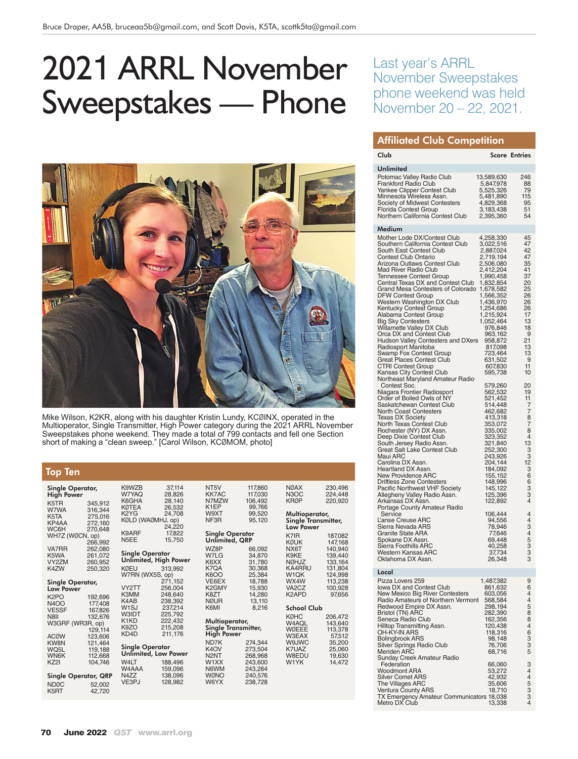Bruce Draper, AA5B, bruceaa5b@gmail.com, and Scott Davis, K5TA, scottk5ta@gmail.com

# 2021 ARRL November Sweepstakes — Phone

Last year's ARRL November Sweepstakes phone weekend was held November 20 – 22, 2021.

Mike Wilson, K2KR, along with his daughter Kristin Lundy, KCØINX, operated in the Multioperator, Single Transmitter, High Power category during the 2021 ARRL November Sweepstakes phone weekend. They made a total of 799 contacts and fell one Section short of making a "clean sweep." [Carol Wilson, KCØMOM, photo]

## Top Ten

**Single Operator, High Power**

| Call | Score |
|---|---|
| K5TR | 345,912 |
| W7WA | 316,344 |
| K5TA | 275,016 |
| KP4AA | 272,160 |
| WC6H | 270,648 |
| WH7Z (WØCN, op) | 266,992 |
| VA7RR | 262,080 |
| K5WA | 261,072 |
| VY2ZM | 260,952 |
| K4ZW | 250,320 |

**Single Operator, Low Power**

| Call | Score |
|---|---|
| K2PO | 192,696 |
| N4OO | 177,408 |
| VE5SF | 167,826 |
| N8II | 132,676 |
| W3GRF (WR3R, op) | 129,114 |
| ACØW | 123,606 |
| KW8N | 121,464 |
| WQ5L | 119,188 |
| WN6K | 112,668 |
| KZ2I | 104,746 |

**Single Operator, QRP**

| Call | Score |
|---|---|
| NDØC | 52,002 |
| K5RT | 42,720 |
| K9WZB | 37,114 |
| W7YAQ | 28,826 |
| K6GHA | 28,140 |
| KØTEA | 26,532 |
| K2YG | 24,708 |
| KØLD (WAØMHJ, op) | 24,220 |
| K9ARF | 17,822 |
| N5EE | 15,750 |

**Single Operator Unlimited, High Power**

| Call | Score |
|---|---|
| KØEU | 313,992 |
| W7RN (WX5S, op) | 271,152 |
| VY2TT | 256,004 |
| K3MM | 248,640 |
| K4AB | 238,392 |
| W1SJ | 237,214 |
| W3IDT | 225,792 |
| K1KD | 222,432 |
| K9ZO | 215,208 |
| KD4D | 211,176 |

**Single Operator Unlimited, Low Power**

| Call | Score |
|---|---|
| W4LT | 188,496 |
| W4AAA | 159,096 |
| N4ZZ | 138,096 |
| VE3PJ | 128,982 |
| NT5V | 117,860 |
| KK7AC | 117,030 |
| N7MZW | 106,492 |
| K1EP | 99,766 |
| W9XT | 99,520 |
| NF3R | 95,120 |

**Single Operator Unlimited, QRP**

| Call | Score |
|---|---|
| WZ8P | 66,092 |
| W7LG | 34,870 |
| K6XX | 31,780 |
| K7QA | 30,368 |
| K6OO | 25,384 |
| VE6EX | 18,788 |
| K2GMY | 15,930 |
| K8ZT | 14,280 |
| NØUR | 13,110 |
| K6MI | 8,216 |

**Multioperator, Single Transmitter, High Power**

| Call | Score |
|---|---|
| ND7K | 274,344 |
| K4OV | 273,504 |
| N2NT | 268,968 |
| W1XX | 243,600 |
| N6WM | 243,264 |
| WØNO | 240,576 |
| W6YX | 238,728 |
| NØAX | 230,496 |
| N3OC | 224,448 |
| KRØP | 220,920 |

**Multioperator, Single Transmitter, Low Power**

| Call | Score |
|---|---|
| K7IR | 187,082 |
| KØUK | 147,168 |
| NX6T | 140,940 |
| K9KE | 139,440 |
| NØHJZ | 133,164 |
| KA4RRU | 131,804 |
| W1QK | 124,998 |
| WX4W | 113,238 |
| VA2CZ | 100,928 |
| K2APD | 97,656 |

**School Club**

| Call | Score |
|---|---|
| KØHC | 206,472 |
| W4AQL | 143,640 |
| WØEEE | 113,378 |
| W3EAX | 57,512 |
| W9JWC | 35,200 |
| K7UAZ | 25,060 |
| W8EDU | 19,630 |
| W1YK | 14,472 |

## Affiliated Club Competition

| Club | Score | Entries |
|---|---|---|
| **Unlimited** | | |
| Potomac Valley Radio Club | 13,589,630 | 246 |
| Frankford Radio Club | 5,847,978 | 88 |
| Yankee Clipper Contest Club | 5,525,326 | 79 |
| Minnesota Wireless Assn. | 5,481,890 | 115 |
| Society of Midwest Contesters | 4,829,368 | 95 |
| Florida Contest Group | 3,183,438 | 51 |
| Northern California Contest Club | 2,395,360 | 54 |
| **Medium** | | |
| Mother Lode DX/Contest Club | 4,258,330 | 45 |
| Southern California Contest Club | 3,022,516 | 47 |
| South East Contest Club | 2,887,024 | 42 |
| Contest Club Ontario | 2,719,194 | 47 |
| Arizona Outlaws Contest Club | 2,506,080 | 35 |
| Mad River Radio Club | 2,412,204 | 41 |
| Tennessee Contest Group | 1,990,458 | 37 |
| Central Texas DX and Contest Club | 1,832,854 | 20 |
| Grand Mesa Contesters of Colorado | 1,678,582 | 25 |
| DFW Contest Group | 1,566,352 | 26 |
| Western Washington DX Club | 1,436,970 | 26 |
| Kentucky Contest Group | 1,254,686 | 26 |
| Alabama Contest Group | 1,215,924 | 17 |
| Big Sky Contesters | 1,052,464 | 13 |
| Willamette Valley DX Club | 976,846 | 18 |
| Orca DX and Contest Club | 963,162 | 9 |
| Hudson Valley Contesters and DXers | 958,872 | 21 |
| Radiosport Manitoba | 817,098 | 13 |
| Swamp Fox Contest Group | 723,464 | 13 |
| Great Places Contest Club | 631,502 | 9 |
| CTRI Contest Group | 607,830 | 11 |
| Kansas City Contest Club | 595,738 | 10 |
| Northeast Maryland Amateur Radio Contest Soc. | 579,260 | 20 |
| Niagara Frontier Radiosport | 562,532 | 19 |
| Order of Boiled Owls of NY | 521,452 | 11 |
| Saskatchewan Contest Club | 514,448 | 7 |
| North Coast Contesters | 462,682 | 7 |
| Texas DX Society | 413,318 | 8 |
| North Texas Contest Club | 353,072 | 7 |
| Rochester (NY) DX Assn. | 335,002 | 8 |
| Deep Dixie Contest Club | 323,352 | 4 |
| South Jersey Radio Assn. | 321,840 | 13 |
| Great Salt Lake Contest Club | 252,300 | 3 |
| Maui ARC | 243,926 | 3 |
| Carolina DX Assn. | 204,144 | 12 |
| Heartland DX Assn. | 184,092 | 3 |
| New Providence ARC | 155,152 | 6 |
| Driftless Zone Contesters | 148,996 | 6 |
| Pacific Northwest VHF Society | 145,122 | 3 |
| Allegheny Valley Radio Assn. | 125,396 | 3 |
| Arkansas DX Assn. | 122,892 | 4 |
| Portage County Amateur Radio Service | 106,444 | 4 |
| L'anse Creuse ARC | 94,556 | 4 |
| Sierra Nevada ARS | 78,946 | 3 |
| Granite State ARA | 77,646 | 4 |
| Spokane DX Assn. | 69,448 | 5 |
| Sierra Foothills ARC | 40,258 | 3 |
| Western Kansas ARC | 37,734 | 3 |
| Oklahoma DX Assn. | 26,348 | 3 |
| **Local** | | |
| Pizza Lovers 259 | 1,487,382 | 9 |
| Iowa DX and Contest Club | 861,632 | 6 |
| New Mexico Big River Contesters | 603,056 | 4 |
| Radio Amateurs of Northern Vermont | 568,584 | 4 |
| Redwood Empire DX Assn. | 298,194 | 5 |
| Bristol (TN) ARC | 282,390 | 8 |
| Seneca Radio Club | 162,356 | 8 |
| Hilltop Transmitting Assn. | 120,438 | 4 |
| OH-KY-IN ARS | 118,316 | 6 |
| Bolingbrook ARS | 98,148 | 3 |
| Silver Springs Radio Club | 76,706 | 3 |
| Meriden ARC | 68,716 | 5 |
| Sunday Creek Amateur Radio Federation | 66,060 | 3 |
| Woodmont ARA | 53,272 | 4 |
| Silver Comet ARS | 42,932 | 4 |
| The Villages ARC | 35,606 | 5 |
| Ventura County ARS | 18,710 | 3 |
| TX Emergency Amateur Communicators | 18,038 | 3 |
| Metro DX Club | 13,338 | 4 |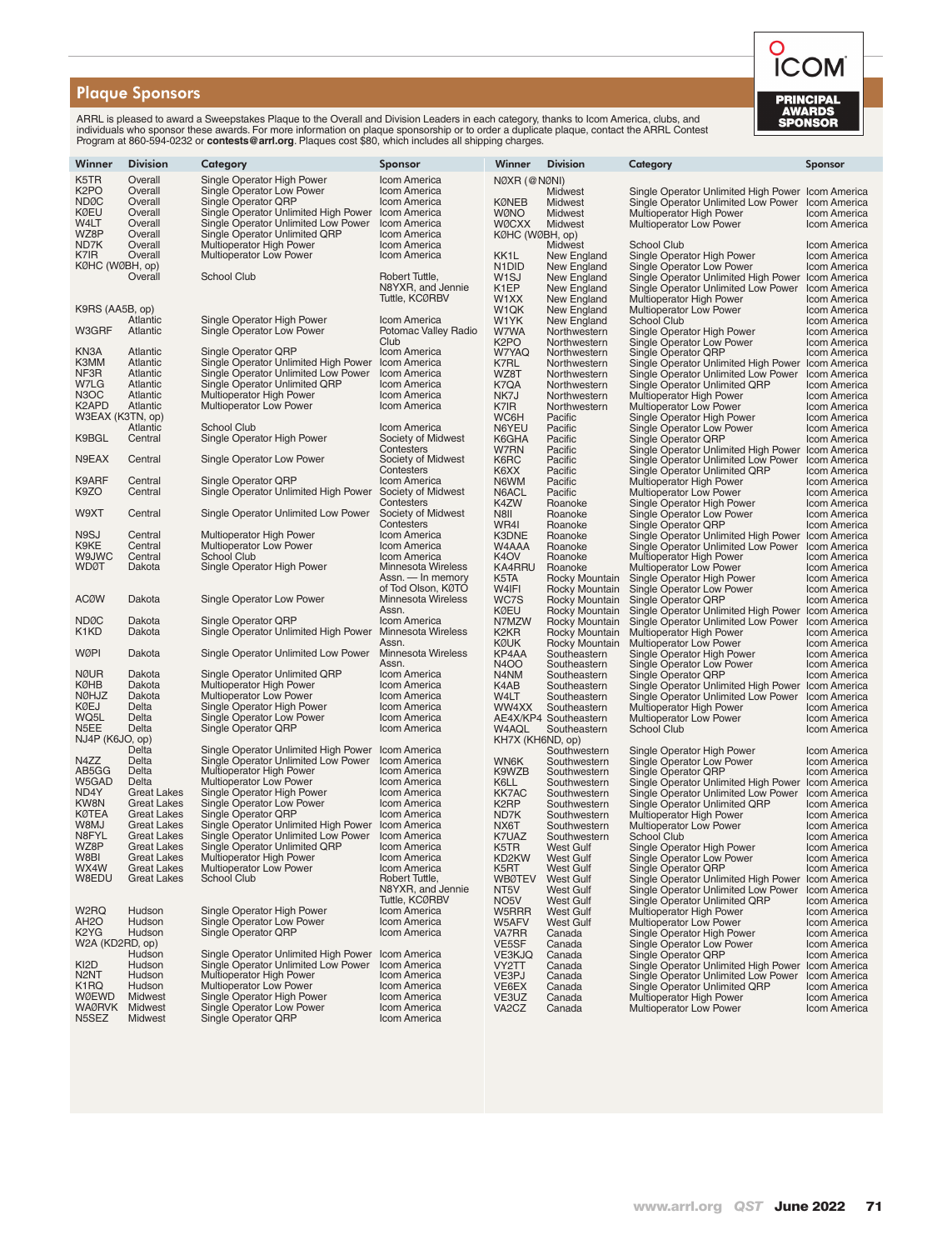## Plaque Sponsors

ICOM PRINCIPAL AWARDS SPONSOR

ARRL is pleased to award a Sweepstakes Plaque to the Overall and Division Leaders in each category, thanks to Icom America, clubs, and individuals who sponsor these awards. For more information on plaque sponsorship or to order a duplicate plaque, contact the ARRL Contest Program at 860-594-0232 or **contests@arrl.org**. Plaques cost $80, which includes all shipping charges.

| Winner | Division | Category | Sponsor |
|---|---|---|---|
| K5TR | Overall | Single Operator High Power | Icom America |
| K2PO | Overall | Single Operator Low Power | Icom America |
| ND0C | Overall | Single Operator QRP | Icom America |
| K0EU | Overall | Single Operator Unlimited High Power | Icom America |
| W4LT | Overall | Single Operator Unlimited Low Power | Icom America |
| WZ8P | Overall | Single Operator Unlimited QRP | Icom America |
| ND7K | Overall | Multioperator High Power | Icom America |
| K7IR | Overall | Multioperator Low Power | Icom America |
| K0HC (W0BH, op) | Overall | School Club | Robert Tuttle, N8YXR, and Jennie Tuttle, KC0RBV |
| K9RS (AA5B, op) | Atlantic | Single Operator High Power | Icom America |
| W3GRF | Atlantic | Single Operator Low Power | Potomac Valley Radio Club |
| KN3A | Atlantic | Single Operator QRP | Icom America |
| K3MM | Atlantic | Single Operator Unlimited High Power | Icom America |
| NF3R | Atlantic | Single Operator Unlimited Low Power | Icom America |
| W7LG | Atlantic | Single Operator Unlimited QRP | Icom America |
| N3OC | Atlantic | Multioperator High Power | Icom America |
| K2APD | Atlantic | Multioperator Low Power | Icom America |
| W3EAX (K3TN, op) | Atlantic | School Club | Icom America |
| K9BGL | Central | Single Operator High Power | Society of Midwest Contesters |
| N9EAX | Central | Single Operator Low Power | Society of Midwest Contesters |
| K9ARF | Central | Single Operator QRP | Icom America |
| K9ZO | Central | Single Operator Unlimited High Power | Society of Midwest Contesters |
| W9XT | Central | Single Operator Unlimited Low Power | Society of Midwest Contesters |
| N9SJ | Central | Multioperator High Power | Icom America |
| K9KE | Central | Multioperator Low Power | Icom America |
| W9JWC | Central | School Club | Icom America |
| WD0T | Dakota | Single Operator High Power | Minnesota Wireless Assn. — In memory of Tod Olson, K0TO |
| AC0W | Dakota | Single Operator Low Power | Minnesota Wireless Assn. |
| ND0C | Dakota | Single Operator QRP | Icom America |
| K1KD | Dakota | Single Operator Unlimited High Power | Minnesota Wireless Assn. |
| W0PI | Dakota | Single Operator Unlimited Low Power | Minnesota Wireless Assn. |
| N0UR | Dakota | Single Operator Unlimited QRP | Icom America |
| K0HB | Dakota | Multioperator High Power | Icom America |
| N0HJZ | Dakota | Multioperator Low Power | Icom America |
| K0EJ | Delta | Single Operator High Power | Icom America |
| WQ5L | Delta | Single Operator Low Power | Icom America |
| N5EE | Delta | Single Operator QRP | Icom America |
| NJ4P (K6JO, op) | Delta | Single Operator Unlimited High Power | Icom America |
| N4ZZ | Delta | Single Operator Unlimited Low Power | Icom America |
| AB5GG | Delta | Multioperator High Power | Icom America |
| W5GAD | Delta | Multioperator Low Power | Icom America |
| ND4Y | Great Lakes | Single Operator High Power | Icom America |
| KW8N | Great Lakes | Single Operator Low Power | Icom America |
| K0TEA | Great Lakes | Single Operator QRP | Icom America |
| W8MJ | Great Lakes | Single Operator Unlimited High Power | Icom America |
| N8FYL | Great Lakes | Single Operator Unlimited Low Power | Icom America |
| WZ8P | Great Lakes | Single Operator Unlimited QRP | Icom America |
| W8BI | Great Lakes | Multioperator High Power | Icom America |
| WX4W | Great Lakes | Multioperator Low Power | Icom America |
| W8EDU | Great Lakes | School Club | Robert Tuttle, N8YXR, and Jennie Tuttle, KC0RBV |
| W2RQ | Hudson | Single Operator High Power | Icom America |
| AH2O | Hudson | Single Operator Low Power | Icom America |
| K2YG | Hudson | Single Operator QRP | Icom America |
| W2A (KD2RD, op) | Hudson | Single Operator Unlimited High Power | Icom America |
| KI2D | Hudson | Single Operator Unlimited Low Power | Icom America |
| N2NT | Hudson | Multioperator High Power | Icom America |
| K1RQ | Hudson | Multioperator Low Power | Icom America |
| W0EWD | Midwest | Single Operator High Power | Icom America |
| WA0RVK | Midwest | Single Operator Low Power | Icom America |
| N5SEZ | Midwest | Single Operator QRP | Icom America |
| N0XR (@N0NI) | Midwest | Single Operator Unlimited High Power | Icom America |
| K0NEB | Midwest | Single Operator Unlimited Low Power | Icom America |
| W0NO | Midwest | Multioperator High Power | Icom America |
| W0CXX | Midwest | Multioperator Low Power | Icom America |
| K0HC (W0BH, op) | Midwest | School Club | Icom America |
| KK1L | New England | Single Operator High Power | Icom America |
| N1DID | New England | Single Operator Low Power | Icom America |
| W1SJ | New England | Single Operator Unlimited High Power | Icom America |
| K1EP | New England | Single Operator Unlimited Low Power | Icom America |
| W1XX | New England | Multioperator High Power | Icom America |
| W1QK | New England | Multioperator Low Power | Icom America |
| W1YK | New England | School Club | Icom America |
| W7WA | Northwestern | Single Operator High Power | Icom America |
| K2PO | Northwestern | Single Operator Low Power | Icom America |
| W7YAQ | Northwestern | Single Operator QRP | Icom America |
| K7RL | Northwestern | Single Operator Unlimited High Power | Icom America |
| WZ8T | Northwestern | Single Operator Unlimited Low Power | Icom America |
| K7QA | Northwestern | Single Operator Unlimited QRP | Icom America |
| NK7J | Northwestern | Multioperator High Power | Icom America |
| K7IR | Northwestern | Multioperator Low Power | Icom America |
| WC6H | Pacific | Single Operator High Power | Icom America |
| N6YEU | Pacific | Single Operator Low Power | Icom America |
| K6GHA | Pacific | Single Operator QRP | Icom America |
| W7RN | Pacific | Single Operator Unlimited High Power | Icom America |
| K6RC | Pacific | Single Operator Unlimited Low Power | Icom America |
| K6XX | Pacific | Single Operator Unlimited QRP | Icom America |
| N6WM | Pacific | Multioperator High Power | Icom America |
| N6ACL | Pacific | Multioperator Low Power | Icom America |
| K4ZW | Roanoke | Single Operator High Power | Icom America |
| N8II | Roanoke | Single Operator Low Power | Icom America |
| WR4I | Roanoke | Single Operator QRP | Icom America |
| K3DNE | Roanoke | Single Operator Unlimited High Power | Icom America |
| W4AAA | Roanoke | Single Operator Unlimited Low Power | Icom America |
| K4OV | Roanoke | Multioperator High Power | Icom America |
| KA4RRU | Roanoke | Multioperator Low Power | Icom America |
| K5TA | Rocky Mountain | Single Operator High Power | Icom America |
| W4IFI | Rocky Mountain | Single Operator Low Power | Icom America |
| WC7S | Rocky Mountain | Single Operator QRP | Icom America |
| K0EU | Rocky Mountain | Single Operator Unlimited High Power | Icom America |
| N7MZW | Rocky Mountain | Single Operator Unlimited Low Power | Icom America |
| K2KR | Rocky Mountain | Multioperator High Power | Icom America |
| K0UK | Rocky Mountain | Multioperator Low Power | Icom America |
| KP4AA | Southeastern | Single Operator High Power | Icom America |
| N4OO | Southeastern | Single Operator Low Power | Icom America |
| N4NM | Southeastern | Single Operator QRP | Icom America |
| K4AB | Southeastern | Single Operator Unlimited High Power | Icom America |
| W4LT | Southeastern | Single Operator Unlimited Low Power | Icom America |
| WW4XX | Southeastern | Multioperator High Power | Icom America |
| AE4X/KP4 | Southeastern | Multioperator Low Power | Icom America |
| W4AQL | Southeastern | School Club | Icom America |
| KH7X (KH6ND, op) | Southwestern | Single Operator High Power | Icom America |
| WN6K | Southwestern | Single Operator Low Power | Icom America |
| K9WZB | Southwestern | Single Operator QRP | Icom America |
| K6LL | Southwestern | Single Operator Unlimited High Power | Icom America |
| KK7AC | Southwestern | Single Operator Unlimited Low Power | Icom America |
| K2RP | Southwestern | Single Operator Unlimited QRP | Icom America |
| ND7K | Southwestern | Multioperator High Power | Icom America |
| NX6T | Southwestern | Multioperator Low Power | Icom America |
| K7UAZ | Southwestern | School Club | Icom America |
| K5TR | West Gulf | Single Operator High Power | Icom America |
| KD2KW | West Gulf | Single Operator Low Power | Icom America |
| K5RT | West Gulf | Single Operator QRP | Icom America |
| WB0TEV | West Gulf | Single Operator Unlimited High Power | Icom America |
| NT5V | West Gulf | Single Operator Unlimited Low Power | Icom America |
| NO5V | West Gulf | Single Operator Unlimited QRP | Icom America |
| W5RRR | West Gulf | Multioperator High Power | Icom America |
| W5AFV | West Gulf | Multioperator Low Power | Icom America |
| VA7RR | Canada | Single Operator High Power | Icom America |
| VE5SF | Canada | Single Operator Low Power | Icom America |
| VE3KJQ | Canada | Single Operator QRP | Icom America |
| VY2TT | Canada | Single Operator Unlimited High Power | Icom America |
| VE3PJ | Canada | Single Operator Unlimited Low Power | Icom America |
| VE6EX | Canada | Single Operator Unlimited QRP | Icom America |
| VE3UZ | Canada | Multioperator High Power | Icom America |
| VA2CZ | Canada | Multioperator Low Power | Icom America |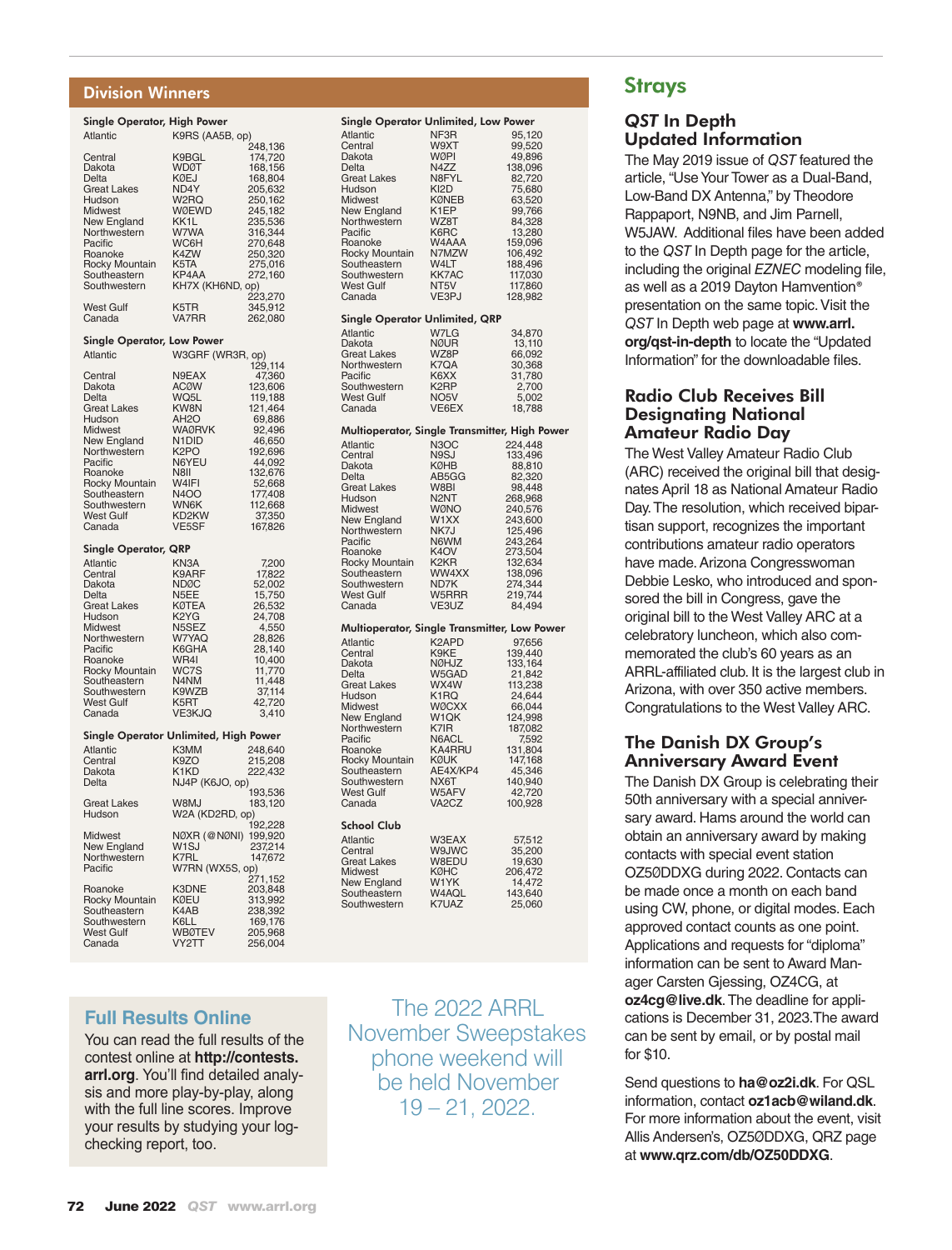## Division Winners

### Single Operator, High Power

| | | |
|---|---|---|
| Atlantic | K9RS (AA5B, op) | 248,136 |
| Central | K9BGL | 174,720 |
| Dakota | WDØT | 168,156 |
| Delta | KØEJ | 168,804 |
| Great Lakes | ND4Y | 205,632 |
| Hudson | W2RQ | 250,162 |
| Midwest | WØEWD | 245,182 |
| New England | KK1L | 235,536 |
| Northwestern | W7WA | 316,344 |
| Pacific | WC6H | 270,648 |
| Roanoke | K4ZW | 250,320 |
| Rocky Mountain | K5TA | 275,016 |
| Southeastern | KP4AA | 272,160 |
| Southwestern | KH7X (KH6ND, op) | 223,270 |
| West Gulf | K5TR | 345,912 |
| Canada | VA7RR | 262,080 |

### Single Operator, Low Power

| | | |
|---|---|---|
| Atlantic | W3GRF (WR3R, op) | 129,114 |
| Central | N9EAX | 47,360 |
| Dakota | ACØW | 123,606 |
| Delta | WQ5L | 119,188 |
| Great Lakes | KW8N | 121,464 |
| Hudson | AH2O | 69,886 |
| Midwest | WAØRVK | 92,496 |
| New England | N1DID | 46,650 |
| Northwestern | K2PO | 192,696 |
| Pacific | N6YEU | 44,092 |
| Roanoke | N8II | 132,676 |
| Rocky Mountain | W4IFI | 52,668 |
| Southeastern | N4OO | 177,408 |
| Southwestern | WN6K | 112,668 |
| West Gulf | KD2KW | 37,350 |
| Canada | VE5SF | 167,826 |

### Single Operator, QRP

| | | |
|---|---|---|
| Atlantic | KN3A | 7,200 |
| Central | K9ARF | 17,822 |
| Dakota | NDØC | 52,002 |
| Delta | N5EE | 15,750 |
| Great Lakes | KØTEA | 26,532 |
| Hudson | K2YG | 24,708 |
| Midwest | N5SEZ | 4,550 |
| Northwestern | W7YAQ | 28,826 |
| Pacific | K6GHA | 28,140 |
| Roanoke | WR4I | 10,400 |
| Rocky Mountain | WC7S | 11,770 |
| Southeastern | N4NM | 11,448 |
| Southwestern | K9WZB | 37,114 |
| West Gulf | K5RT | 42,720 |
| Canada | VE3KJQ | 3,410 |

### Single Operator Unlimited, High Power

| | | |
|---|---|---|
| Atlantic | K3MM | 248,640 |
| Central | K9ZO | 215,208 |
| Dakota | K1KD | 222,432 |
| Delta | NJ4P (K6JO, op) | 193,536 |
| Great Lakes | W8MJ | 183,120 |
| Hudson | W2A (KD2RD, op) | 192,228 |
| Midwest | NØXR (@NØNI) | 199,920 |
| New England | W1SJ | 237,214 |
| Northwestern | K7RL | 147,672 |
| Pacific | W7RN (WX5S, op) | 271,152 |
| Roanoke | K3DNE | 203,848 |
| Rocky Mountain | KØEU | 313,992 |
| Southeastern | K4AB | 238,392 |
| Southwestern | K6LL | 169,176 |
| West Gulf | WBØTEV | 205,968 |
| Canada | VY2TT | 256,004 |

### Single Operator Unlimited, Low Power

| | | |
|---|---|---|
| Atlantic | NF3R | 95,120 |
| Central | W9XT | 99,520 |
| Dakota | WØPI | 49,896 |
| Delta | N4ZZ | 138,096 |
| Great Lakes | N8FYL | 82,720 |
| Hudson | KI2D | 75,680 |
| Midwest | KØNEB | 63,520 |
| New England | K1EP | 99,766 |
| Northwestern | WZ8T | 84,328 |
| Pacific | K6RC | 13,280 |
| Roanoke | W4AAA | 159,096 |
| Rocky Mountain | N7MZW | 106,492 |
| Southeastern | W4LT | 188,496 |
| Southwestern | KK7AC | 117,030 |
| West Gulf | NT5V | 117,860 |
| Canada | VE3PJ | 128,982 |

### Single Operator Unlimited, QRP

| | | |
|---|---|---|
| Atlantic | W7LG | 34,870 |
| Dakota | NØUR | 13,110 |
| Great Lakes | WZ8P | 66,092 |
| Northwestern | K7QA | 30,368 |
| Pacific | K6XX | 31,780 |
| Southwestern | K2RP | 2,700 |
| West Gulf | NO5V | 5,002 |
| Canada | VE6EX | 18,788 |

### Multioperator, Single Transmitter, High Power

| | | |
|---|---|---|
| Atlantic | N3OC | 224,448 |
| Central | N9SJ | 133,496 |
| Dakota | KØHB | 88,810 |
| Delta | AB5GG | 82,320 |
| Great Lakes | W8BI | 98,448 |
| Hudson | N2NT | 268,968 |
| Midwest | WØNO | 240,576 |
| New England | W1XX | 243,600 |
| Northwestern | NK7J | 125,496 |
| Pacific | N6WM | 243,264 |
| Roanoke | K4OV | 273,504 |
| Rocky Mountain | K2KR | 132,634 |
| Southeastern | WW4XX | 138,096 |
| Southwestern | ND7K | 274,344 |
| West Gulf | W5RRR | 219,744 |
| Canada | VE3UZ | 84,494 |

### Multioperator, Single Transmitter, Low Power

| | | |
|---|---|---|
| Atlantic | K2APD | 97,656 |
| Central | K9KE | 139,440 |
| Dakota | NØHJZ | 133,164 |
| Delta | W5GAD | 21,842 |
| Great Lakes | WX4W | 113,238 |
| Hudson | K1RQ | 24,644 |
| Midwest | WØCXX | 66,044 |
| New England | W1QK | 124,998 |
| Northwestern | K7IR | 187,082 |
| Pacific | N6ACL | 7,592 |
| Roanoke | KA4RRU | 131,804 |
| Rocky Mountain | KØUK | 147,168 |
| Southeastern | AE4X/KP4 | 45,346 |
| Southwestern | NX6T | 140,940 |
| West Gulf | W5AFV | 42,720 |
| Canada | VA2CZ | 100,928 |

### School Club

| | | |
|---|---|---|
| Atlantic | W3EAX | 57,512 |
| Central | W9JWC | 35,200 |
| Great Lakes | W8EDU | 19,630 |
| Midwest | KØHC | 206,472 |
| New England | W1YK | 14,472 |
| Southeastern | W4AQL | 143,640 |
| Southwestern | K7UAZ | 25,060 |

## Full Results Online

You can read the full results of the contest online at **http://contests.arrl.org**. You'll find detailed analysis and more play-by-play, along with the full line scores. Improve your results by studying your log-checking report, too.

The 2022 ARRL November Sweepstakes phone weekend will be held November 19 – 21, 2022.

## Strays

### *QST* In Depth Updated Information

The May 2019 issue of *QST* featured the article, "Use Your Tower as a Dual-Band, Low-Band DX Antenna," by Theodore Rappaport, N9NB, and Jim Parnell, W5JAW. Additional files have been added to the *QST* In Depth page for the article, including the original *EZNEC* modeling file, as well as a 2019 Dayton Hamvention® presentation on the same topic. Visit the *QST* In Depth web page at **www.arrl.org/qst-in-depth** to locate the "Updated Information" for the downloadable files.

### Radio Club Receives Bill Designating National Amateur Radio Day

The West Valley Amateur Radio Club (ARC) received the original bill that designates April 18 as National Amateur Radio Day. The resolution, which received bipartisan support, recognizes the important contributions amateur radio operators have made. Arizona Congresswoman Debbie Lesko, who introduced and sponsored the bill in Congress, gave the original bill to the West Valley ARC at a celebratory luncheon, which also commemorated the club's 60 years as an ARRL-affiliated club. It is the largest club in Arizona, with over 350 active members. Congratulations to the West Valley ARC.

### The Danish DX Group's Anniversary Award Event

The Danish DX Group is celebrating their 50th anniversary with a special anniversary award. Hams around the world can obtain an anniversary award by making contacts with special event station OZ5ØDDXG during 2022. Contacts can be made once a month on each band using CW, phone, or digital modes. Each approved contact counts as one point. Applications and requests for "diploma" information can be sent to Award Manager Carsten Gjessing, OZ4CG, at **oz4cg@live.dk**. The deadline for applications is December 31, 2023. The award can be sent by email, or by postal mail for $10.

Send questions to **ha@oz2i.dk**. For QSL information, contact **oz1acb@wiland.dk**. For more information about the event, visit Allis Andersen's, OZ5ØDDXG, QRZ page at **www.qrz.com/db/OZ50DDXG**.